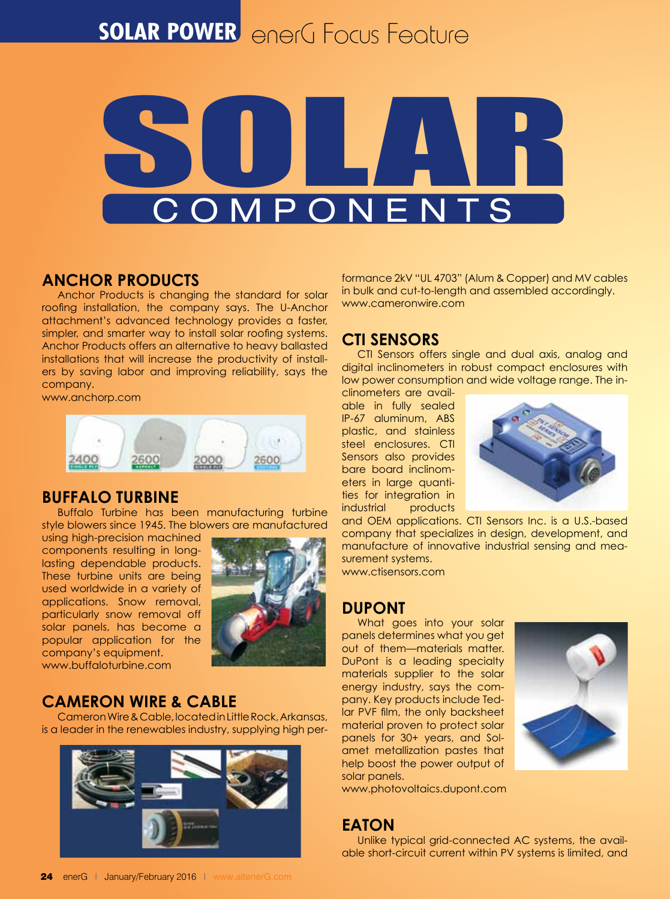# SOLAR COMPONENTS

## ANCHOR PRODUCTS

Anchor Products is changing the standard for solar roofing installation, the company says. The U-Anchor attachment's advanced technology provides a faster, simpler, and smarter way to install solar roofing systems. Anchor Products offers an alternative to heavy ballasted installations that will increase the productivity of installers by saving labor and improving reliability, says the company.

www.anchorp.com

## BUFFALO TURBINE

Buffalo Turbine has been manufacturing turbine style blowers since 1945. The blowers are manufactured using high-precision machined components resulting in long-lasting dependable products. These turbine units are being used worldwide in a variety of applications. Snow removal, particularly snow removal off solar panels, has become a popular application for the company's equipment.

www.buffaloturbine.com

## CAMERON WIRE & CABLE

Cameron Wire & Cable, located in Little Rock, Arkansas, is a leader in the renewables industry, supplying high performance 2kV "UL 4703" (Alum & Copper) and MV cables in bulk and cut-to-length and assembled accordingly.

www.cameronwire.com

## CTI SENSORS

CTI Sensors offers single and dual axis, analog and digital inclinometers in robust compact enclosures with low power consumption and wide voltage range. The inclinometers are available in fully sealed IP-67 aluminum, ABS plastic, and stainless steel enclosures. CTI Sensors also provides bare board inclinometers in large quantities for integration in industrial products and OEM applications. CTI Sensors Inc. is a U.S.-based company that specializes in design, development, and manufacture of innovative industrial sensing and measurement systems.

www.ctisensors.com

## DUPONT

What goes into your solar panels determines what you get out of them—materials matter. DuPont is a leading specialty materials supplier to the solar energy industry, says the company. Key products include Tedlar PVF film, the only backsheet material proven to protect solar panels for 30+ years, and Solamet metallization pastes that help boost the power output of solar panels.

www.photovoltaics.dupont.com

## EATON

Unlike typical grid-connected AC systems, the available short-circuit current within PV systems is limited, and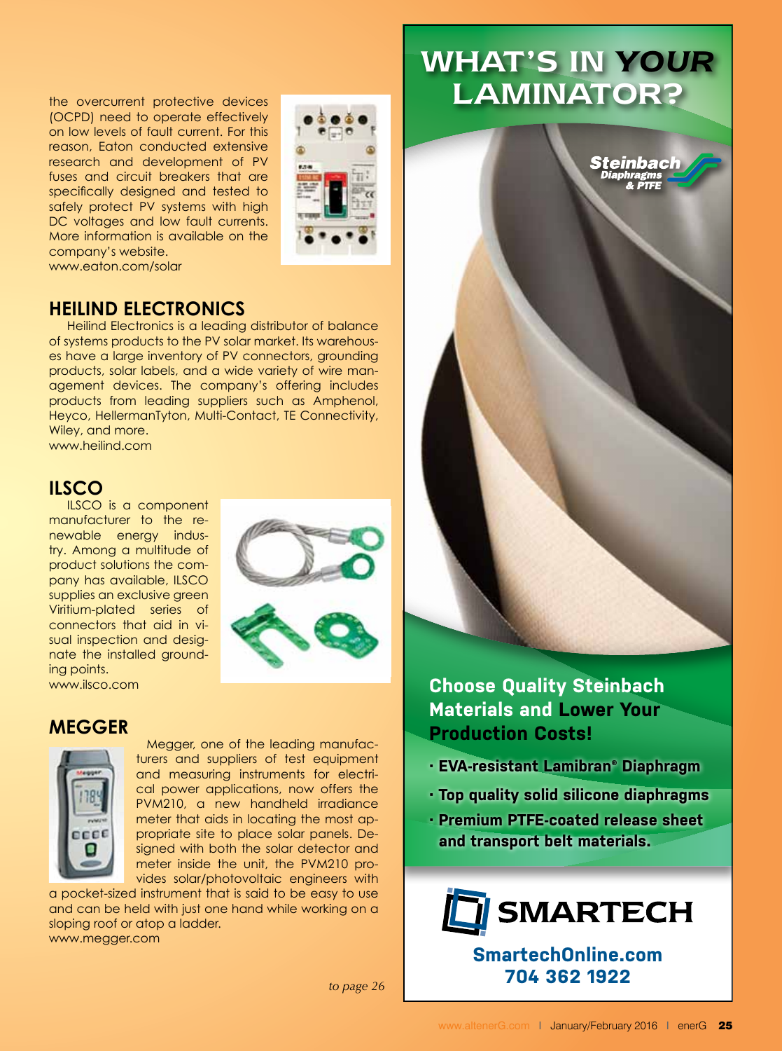the overcurrent protective devices (OCPD) need to operate effectively on low levels of fault current. For this reason, Eaton conducted extensive research and development of PV fuses and circuit breakers that are specifically designed and tested to safely protect PV systems with high DC voltages and low fault currents. More information is available on the company's website.
www.eaton.com/solar

## HEILIND ELECTRONICS

Heilind Electronics is a leading distributor of balance of systems products to the PV solar market. Its warehouses have a large inventory of PV connectors, grounding products, solar labels, and a wide variety of wire management devices. The company's offering includes products from leading suppliers such as Amphenol, Heyco, HellermanTyton, Multi-Contact, TE Connectivity, Wiley, and more.
www.heilind.com

## ILSCO

ILSCO is a component manufacturer to the renewable energy industry. Among a multitude of product solutions the company has available, ILSCO supplies an exclusive green Viritium-plated series of connectors that aid in visual inspection and designate the installed grounding points.
www.ilsco.com

## MEGGER

Megger, one of the leading manufacturers and suppliers of test equipment and measuring instruments for electrical power applications, now offers the PVM210, a new handheld irradiance meter that aids in locating the most appropriate site to place solar panels. Designed with both the solar detector and meter inside the unit, the PVM210 provides solar/photovoltaic engineers with a pocket-sized instrument that is said to be easy to use and can be held with just one hand while working on a sloping roof or atop a ladder.
www.megger.com

*to page 26*

# WHAT'S IN *YOUR* LAMINATOR?

Steinbach Diaphragms & PTFE

**Choose Quality Steinbach Materials and Lower Your Production Costs!**

- **EVA-resistant Lamibran® Diaphragm**
- **Top quality solid silicone diaphragms**
- **Premium PTFE-coated release sheet and transport belt materials.**

**SMARTECH**

**SmartechOnline.com**
**704 362 1922**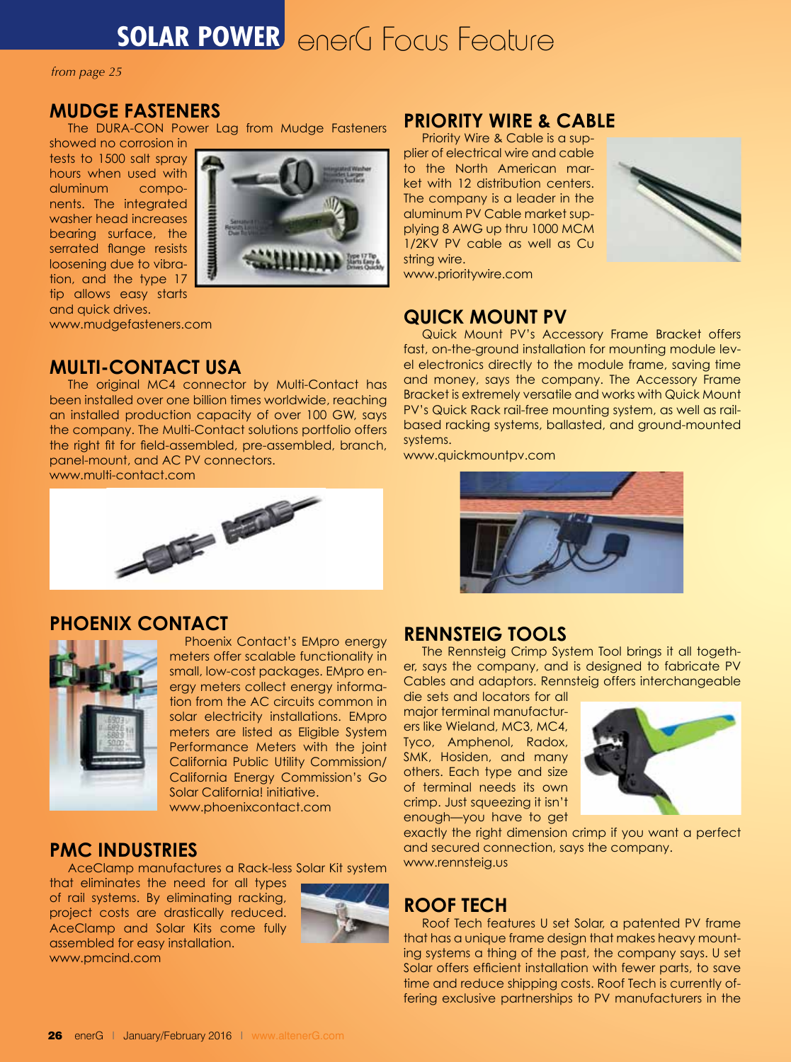# SOLAR POWER enerG Focus Feature

*from page 25*

## MUDGE FASTENERS

The DURA-CON Power Lag from Mudge Fasteners showed no corrosion in tests to 1500 salt spray hours when used with aluminum components. The integrated washer head increases bearing surface, the serrated flange resists loosening due to vibration, and the type 17 tip allows easy starts and quick drives.
www.mudgefasteners.com

## MULTI-CONTACT USA

The original MC4 connector by Multi-Contact has been installed over one billion times worldwide, reaching an installed production capacity of over 100 GW, says the company. The Multi-Contact solutions portfolio offers the right fit for field-assembled, pre-assembled, branch, panel-mount, and AC PV connectors.
www.multi-contact.com

## PHOENIX CONTACT

Phoenix Contact's EMpro energy meters offer scalable functionality in small, low-cost packages. EMpro energy meters collect energy information from the AC circuits common in solar electricity installations. EMpro meters are listed as Eligible System Performance Meters with the joint California Public Utility Commission/California Energy Commission's Go Solar California! initiative.
www.phoenixcontact.com

## PMC INDUSTRIES

AceClamp manufactures a Rack-less Solar Kit system that eliminates the need for all types of rail systems. By eliminating racking, project costs are drastically reduced. AceClamp and Solar Kits come fully assembled for easy installation.
www.pmcind.com

## PRIORITY WIRE & CABLE

Priority Wire & Cable is a supplier of electrical wire and cable to the North American market with 12 distribution centers. The company is a leader in the aluminum PV Cable market supplying 8 AWG up thru 1000 MCM 1/2KV PV cable as well as Cu string wire.
www.prioritywire.com

## QUICK MOUNT PV

Quick Mount PV's Accessory Frame Bracket offers fast, on-the-ground installation for mounting module level electronics directly to the module frame, saving time and money, says the company. The Accessory Frame Bracket is extremely versatile and works with Quick Mount PV's Quick Rack rail-free mounting system, as well as rail-based racking systems, ballasted, and ground-mounted systems.
www.quickmountpv.com

## RENNSTEIG TOOLS

The Rennsteig Crimp System Tool brings it all together, says the company, and is designed to fabricate PV Cables and adaptors. Rennsteig offers interchangeable die sets and locators for all major terminal manufacturers like Wieland, MC3, MC4, Tyco, Amphenol, Radox, SMK, Hosiden, and many others. Each type and size of terminal needs its own crimp. Just squeezing it isn't enough—you have to get exactly the right dimension crimp if you want a perfect and secured connection, says the company.
www.rennsteig.us

## ROOF TECH

Roof Tech features U set Solar, a patented PV frame that has a unique frame design that makes heavy mounting systems a thing of the past, the company says. U set Solar offers efficient installation with fewer parts, to save time and reduce shipping costs. Roof Tech is currently offering exclusive partnerships to PV manufacturers in the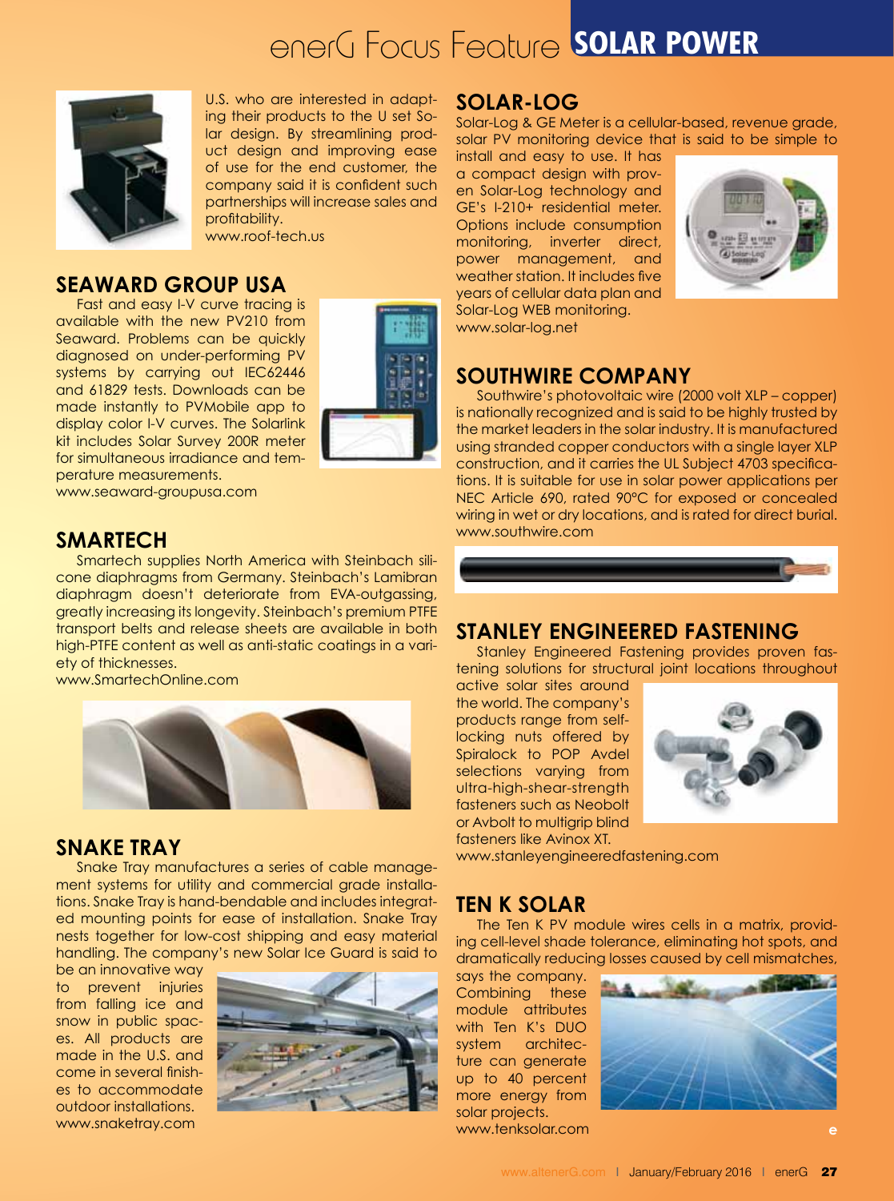U.S. who are interested in adapting their products to the U set Solar design. By streamlining product design and improving ease of use for the end customer, the company said it is confident such partnerships will increase sales and profitability.
www.roof-tech.us

## SEAWARD GROUP USA

Fast and easy I-V curve tracing is available with the new PV210 from Seaward. Problems can be quickly diagnosed on under-performing PV systems by carrying out IEC62446 and 61829 tests. Downloads can be made instantly to PVMobile app to display color I-V curves. The Solarlink kit includes Solar Survey 200R meter for simultaneous irradiance and temperature measurements.
www.seaward-groupusa.com

## SMARTECH

Smartech supplies North America with Steinbach silicone diaphragms from Germany. Steinbach's Lamibran diaphragm doesn't deteriorate from EVA-outgassing, greatly increasing its longevity. Steinbach's premium PTFE transport belts and release sheets are available in both high-PTFE content as well as anti-static coatings in a variety of thicknesses.
www.SmartechOnline.com

## SNAKE TRAY

Snake Tray manufactures a series of cable management systems for utility and commercial grade installations. Snake Tray is hand-bendable and includes integrated mounting points for ease of installation. Snake Tray nests together for low-cost shipping and easy material handling. The company's new Solar Ice Guard is said to be an innovative way to prevent injuries from falling ice and snow in public spaces. All products are made in the U.S. and come in several finishes to accommodate outdoor installations.
www.snaketray.com

## SOLAR-LOG

Solar-Log & GE Meter is a cellular-based, revenue grade, solar PV monitoring device that is said to be simple to install and easy to use. It has a compact design with proven Solar-Log technology and GE's I-210+ residential meter. Options include consumption monitoring, inverter direct, power management, and weather station. It includes five years of cellular data plan and Solar-Log WEB monitoring.
www.solar-log.net

## SOUTHWIRE COMPANY

Southwire's photovoltaic wire (2000 volt XLP – copper) is nationally recognized and is said to be highly trusted by the market leaders in the solar industry. It is manufactured using stranded copper conductors with a single layer XLP construction, and it carries the UL Subject 4703 specifications. It is suitable for use in solar power applications per NEC Article 690, rated 90°C for exposed or concealed wiring in wet or dry locations, and is rated for direct burial.
www.southwire.com

## STANLEY ENGINEERED FASTENING

Stanley Engineered Fastening provides proven fastening solutions for structural joint locations throughout active solar sites around the world. The company's products range from self-locking nuts offered by Spiralock to POP Avdel selections varying from ultra-high-shear-strength fasteners such as Neobolt or Avbolt to multigrip blind fasteners like Avinox XT.
www.stanleyengineeredfastening.com

## TEN K SOLAR

The Ten K PV module wires cells in a matrix, providing cell-level shade tolerance, eliminating hot spots, and dramatically reducing losses caused by cell mismatches, says the company. Combining these module attributes with Ten K's DUO system architecture can generate up to 40 percent more energy from solar projects.
www.tenksolar.com